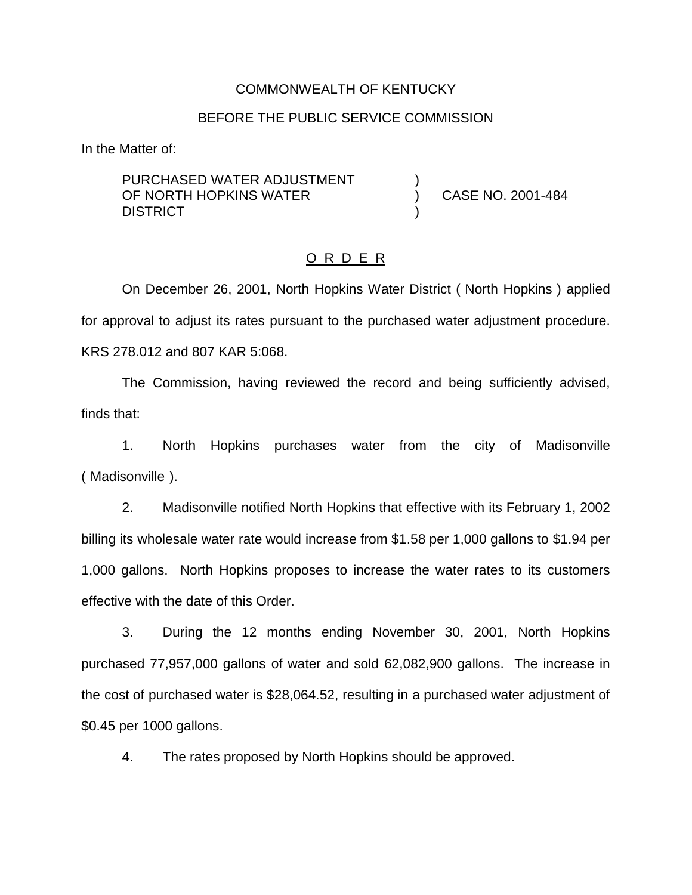COMMONWEALTH OF KENTUCKY

BEFORE THE PUBLIC SERVICE COMMISSION

In the Matter of:

PURCHASED WATER ADJUSTMENT OF NORTH HOPKINS WATER DISTRICT ) CASE NO. 2001-484

O R D E R

On December 26, 2001, North Hopkins Water District ( North Hopkins ) applied for approval to adjust its rates pursuant to the purchased water adjustment procedure. KRS 278.012 and 807 KAR 5:068.

The Commission, having reviewed the record and being sufficiently advised, finds that:

1. North Hopkins purchases water from the city of Madisonville ( Madisonville ).

2. Madisonville notified North Hopkins that effective with its February 1, 2002 billing its wholesale water rate would increase from $1.58 per 1,000 gallons to $1.94 per 1,000 gallons. North Hopkins proposes to increase the water rates to its customers effective with the date of this Order.

3. During the 12 months ending November 30, 2001, North Hopkins purchased 77,957,000 gallons of water and sold 62,082,900 gallons. The increase in the cost of purchased water is $28,064.52, resulting in a purchased water adjustment of $0.45 per 1000 gallons.

4. The rates proposed by North Hopkins should be approved.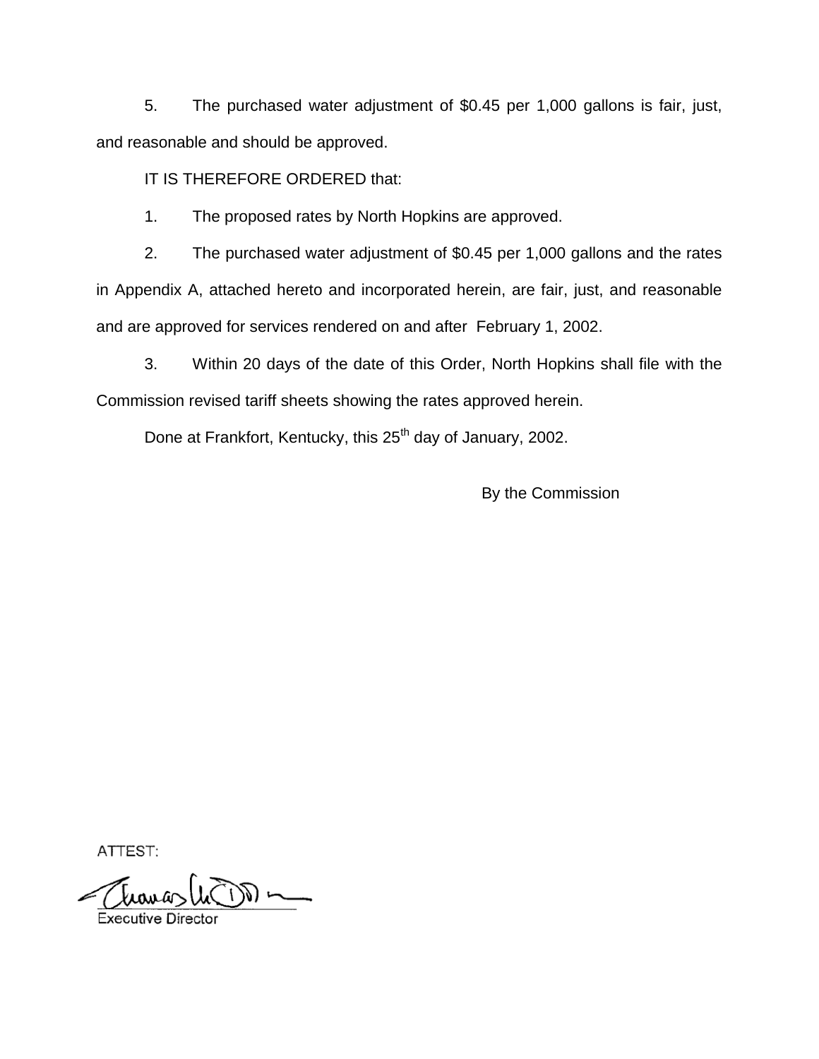5. The purchased water adjustment of $0.45 per 1,000 gallons is fair, just, and reasonable and should be approved.

IT IS THEREFORE ORDERED that:

1. The proposed rates by North Hopkins are approved.

2. The purchased water adjustment of $0.45 per 1,000 gallons and the rates in Appendix A, attached hereto and incorporated herein, are fair, just, and reasonable and are approved for services rendered on and after February 1, 2002.

3. Within 20 days of the date of this Order, North Hopkins shall file with the Commission revised tariff sheets showing the rates approved herein.

Done at Frankfort, Kentucky, this 25th day of January, 2002.

By the Commission

ATTEST:

Executive Director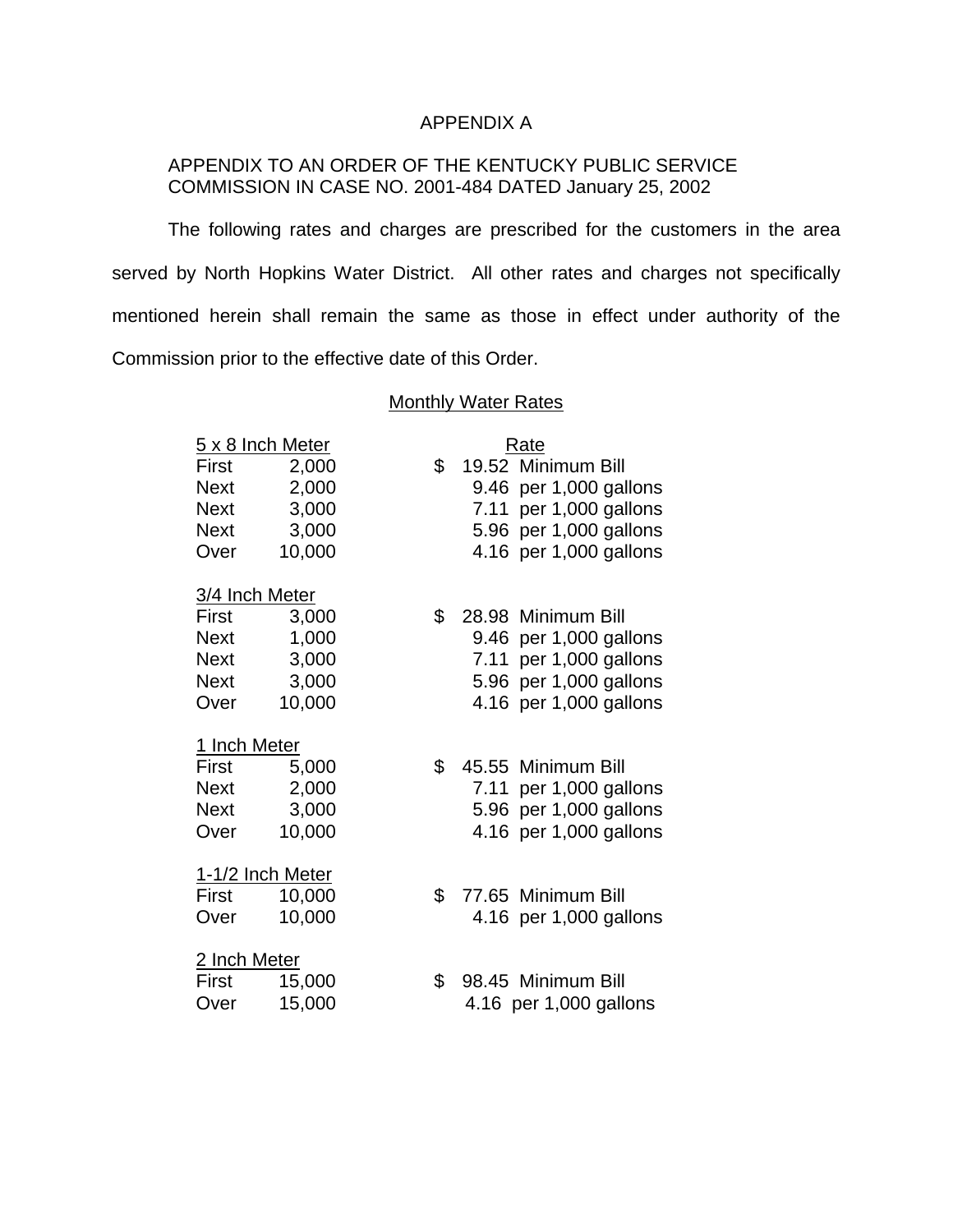APPENDIX A

APPENDIX TO AN ORDER OF THE KENTUCKY PUBLIC SERVICE COMMISSION IN CASE NO. 2001-484 DATED January 25, 2002

The following rates and charges are prescribed for the customers in the area served by North Hopkins Water District. All other rates and charges not specifically mentioned herein shall remain the same as those in effect under authority of the Commission prior to the effective date of this Order.

Monthly Water Rates

| 5 x 8 Inch Meter | | Rate |
|---|---|---|
| First | 2,000 | $ 19.52 Minimum Bill |
| Next | 2,000 | 9.46 per 1,000 gallons |
| Next | 3,000 | 7.11 per 1,000 gallons |
| Next | 3,000 | 5.96 per 1,000 gallons |
| Over | 10,000 | 4.16 per 1,000 gallons |
| **3/4 Inch Meter** | | |
| First | 3,000 | $ 28.98 Minimum Bill |
| Next | 1,000 | 9.46 per 1,000 gallons |
| Next | 3,000 | 7.11 per 1,000 gallons |
| Next | 3,000 | 5.96 per 1,000 gallons |
| Over | 10,000 | 4.16 per 1,000 gallons |
| **1 Inch Meter** | | |
| First | 5,000 | $ 45.55 Minimum Bill |
| Next | 2,000 | 7.11 per 1,000 gallons |
| Next | 3,000 | 5.96 per 1,000 gallons |
| Over | 10,000 | 4.16 per 1,000 gallons |
| **1-1/2 Inch Meter** | | |
| First | 10,000 | $ 77.65 Minimum Bill |
| Over | 10,000 | 4.16 per 1,000 gallons |
| **2 Inch Meter** | | |
| First | 15,000 | $ 98.45 Minimum Bill |
| Over | 15,000 | 4.16 per 1,000 gallons |